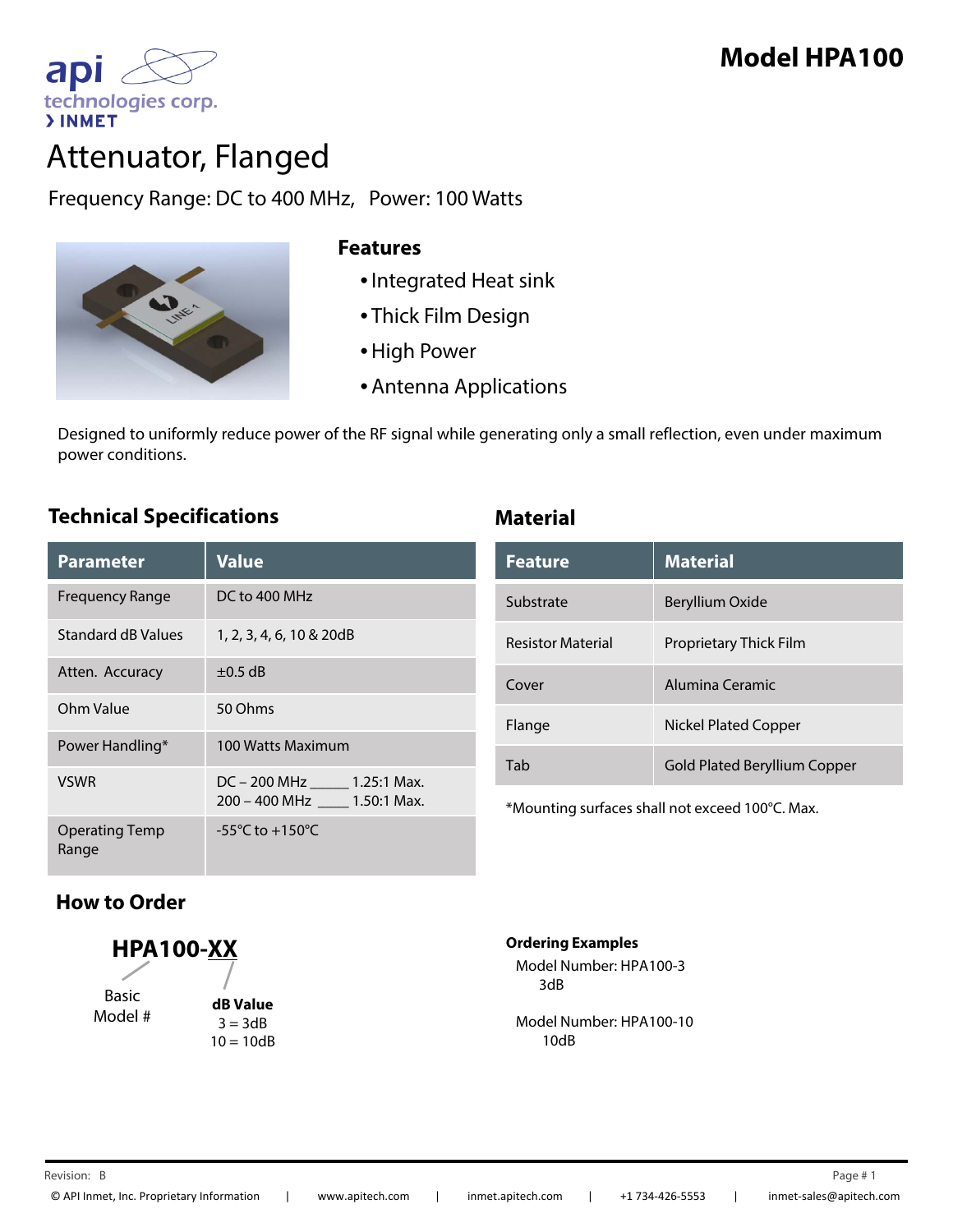# Model HPA100

api technologies corp.
› INMET

# Attenuator, Flanged

Frequency Range: DC to 400 MHz,   Power: 100 Watts

## Features

- Integrated Heat sink
- Thick Film Design
- High Power
- Antenna Applications

Designed to uniformly reduce power of the RF signal while generating only a small reflection, even under maximum power conditions.

## Technical Specifications

| Parameter | Value |
|---|---|
| Frequency Range | DC to 400 MHz |
| Standard dB Values | 1, 2, 3, 4, 6, 10 & 20dB |
| Atten. Accuracy | ±0.5 dB |
| Ohm Value | 50 Ohms |
| Power Handling* | 100 Watts Maximum |
| VSWR | DC – 200 MHz _____ 1.25:1 Max.<br>200 – 400 MHz ____ 1.50:1 Max. |
| Operating Temp Range | -55°C to +150°C |

## Material

| Feature | Material |
|---|---|
| Substrate | Beryllium Oxide |
| Resistor Material | Proprietary Thick Film |
| Cover | Alumina Ceramic |
| Flange | Nickel Plated Copper |
| Tab | Gold Plated Beryllium Copper |

*Mounting surfaces shall not exceed 100°C. Max.

## How to Order

**HPA100-XX**

- Basic Model # (HPA100)
- **dB Value** (XX)
  - 3 = 3dB
  - 10 = 10dB

**Ordering Examples**

Model Number: HPA100-3
3dB

Model Number: HPA100-10
10dB

Revision: B

© API Inmet, Inc. Proprietary Information | www.apitech.com | inmet.apitech.com | +1 734-426-5553 | inmet-sales@apitech.com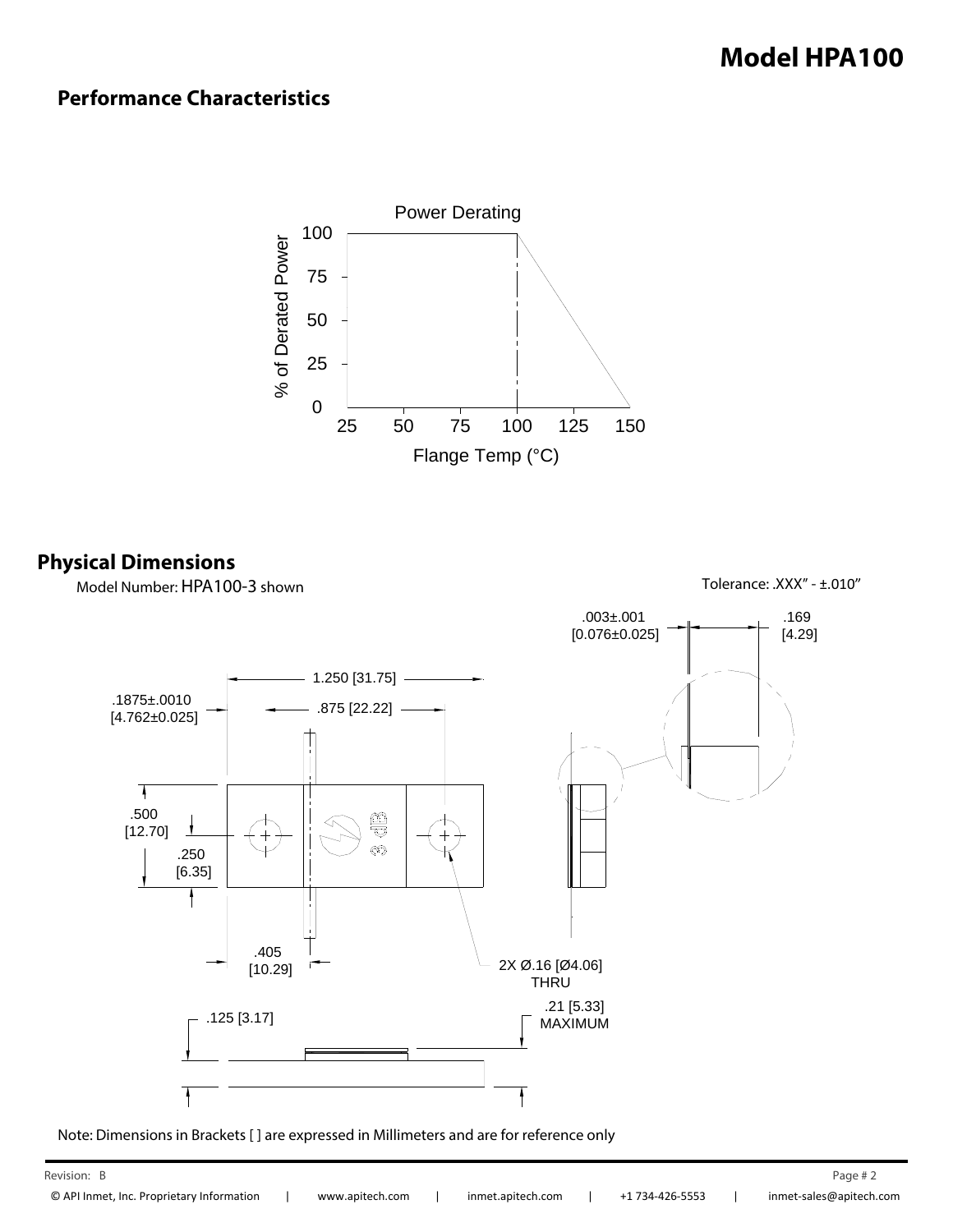# Model HPA100

## Performance Characteristics

Power Derating

% of Derated Power

100
75
50
25
0

25 50 75 100 125 150

Flange Temp (°C)

## Physical Dimensions

Model Number: HPA100-3 shown

Tolerance: .XXX" - ±.010"

.003±.001
[0.076±0.025]

.169
[4.29]

1.250 [31.75]

.1875±.0010
[4.762±0.025]

.875 [22.22]

.500
[12.70]

.250
[6.35]

.405
[10.29]

2X Ø.16 [Ø4.06]
THRU

.125 [3.17]

.21 [5.33]
MAXIMUM

Note: Dimensions in Brackets [ ] are expressed in Millimeters and are for reference only

Revision: B

© API Inmet, Inc. Proprietary Information | www.apitech.com | inmet.apitech.com | +1 734-426-5553 | inmet-sales@apitech.com